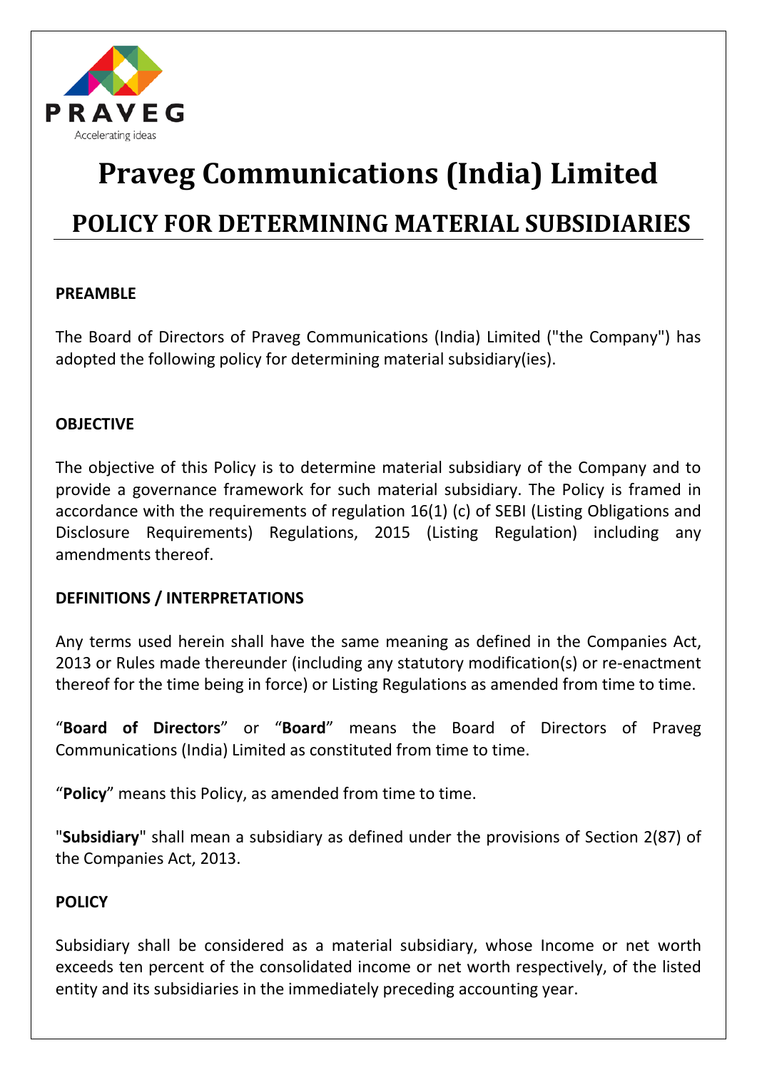# Praveg Communications (India) Limited

## POLICY FOR DETERMINING MATERIAL SUBSIDIARIES

**PREAMBLE**

The Board of Directors of Praveg Communications (India) Limited ("the Company") has adopted the following policy for determining material subsidiary(ies).

**OBJECTIVE**

The objective of this Policy is to determine material subsidiary of the Company and to provide a governance framework for such material subsidiary. The Policy is framed in accordance with the requirements of regulation 16(1) (c) of SEBI (Listing Obligations and Disclosure Requirements) Regulations, 2015 (Listing Regulation) including any amendments thereof.

**DEFINITIONS / INTERPRETATIONS**

Any terms used herein shall have the same meaning as defined in the Companies Act, 2013 or Rules made thereunder (including any statutory modification(s) or re-enactment thereof for the time being in force) or Listing Regulations as amended from time to time.

"**Board of Directors**" or "**Board**" means the Board of Directors of Praveg Communications (India) Limited as constituted from time to time.

"**Policy**" means this Policy, as amended from time to time.

"**Subsidiary**" shall mean a subsidiary as defined under the provisions of Section 2(87) of the Companies Act, 2013.

**POLICY**

Subsidiary shall be considered as a material subsidiary, whose Income or net worth exceeds ten percent of the consolidated income or net worth respectively, of the listed entity and its subsidiaries in the immediately preceding accounting year.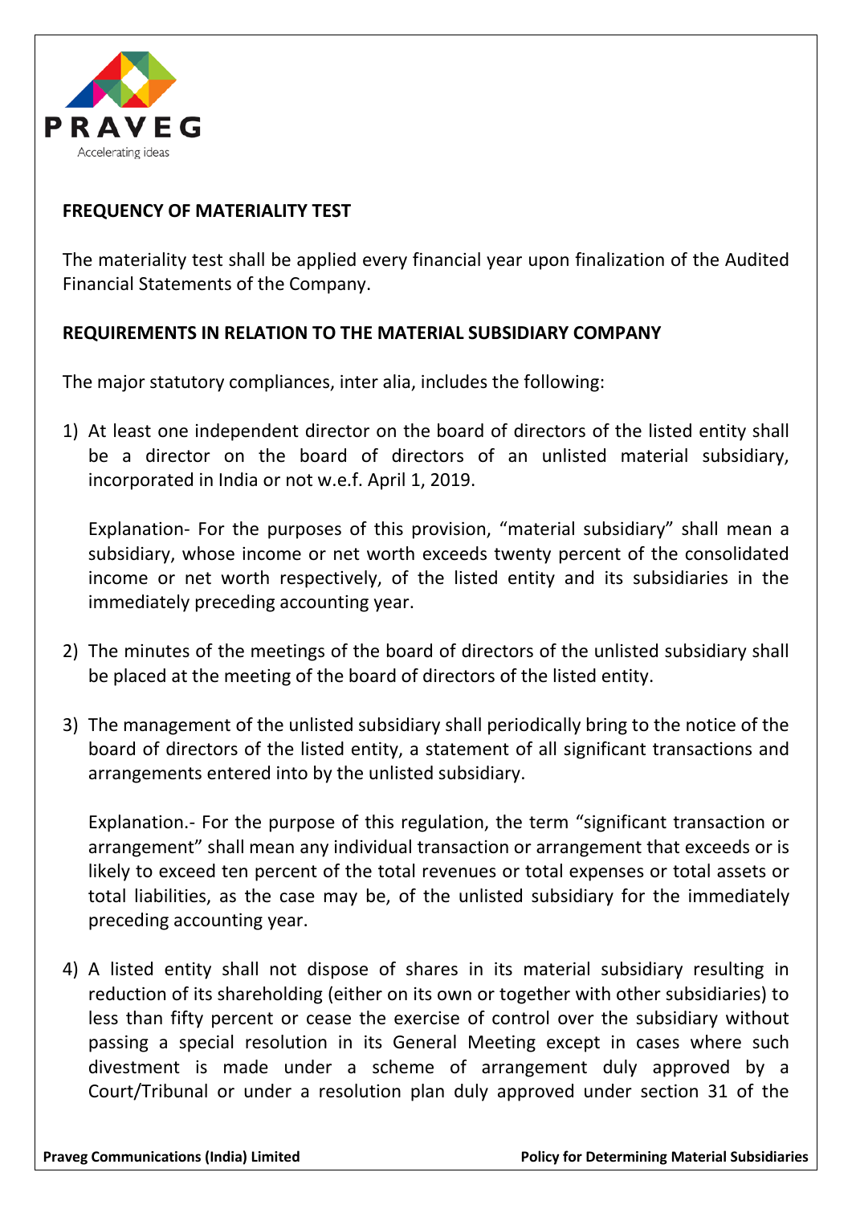## FREQUENCY OF MATERIALITY TEST

The materiality test shall be applied every financial year upon finalization of the Audited Financial Statements of the Company.

## REQUIREMENTS IN RELATION TO THE MATERIAL SUBSIDIARY COMPANY

The major statutory compliances, inter alia, includes the following:

1) At least one independent director on the board of directors of the listed entity shall be a director on the board of directors of an unlisted material subsidiary, incorporated in India or not w.e.f. April 1, 2019.

   Explanation- For the purposes of this provision, “material subsidiary” shall mean a subsidiary, whose income or net worth exceeds twenty percent of the consolidated income or net worth respectively, of the listed entity and its subsidiaries in the immediately preceding accounting year.

2) The minutes of the meetings of the board of directors of the unlisted subsidiary shall be placed at the meeting of the board of directors of the listed entity.

3) The management of the unlisted subsidiary shall periodically bring to the notice of the board of directors of the listed entity, a statement of all significant transactions and arrangements entered into by the unlisted subsidiary.

   Explanation.- For the purpose of this regulation, the term “significant transaction or arrangement” shall mean any individual transaction or arrangement that exceeds or is likely to exceed ten percent of the total revenues or total expenses or total assets or total liabilities, as the case may be, of the unlisted subsidiary for the immediately preceding accounting year.

4) A listed entity shall not dispose of shares in its material subsidiary resulting in reduction of its shareholding (either on its own or together with other subsidiaries) to less than fifty percent or cease the exercise of control over the subsidiary without passing a special resolution in its General Meeting except in cases where such divestment is made under a scheme of arrangement duly approved by a Court/Tribunal or under a resolution plan duly approved under section 31 of the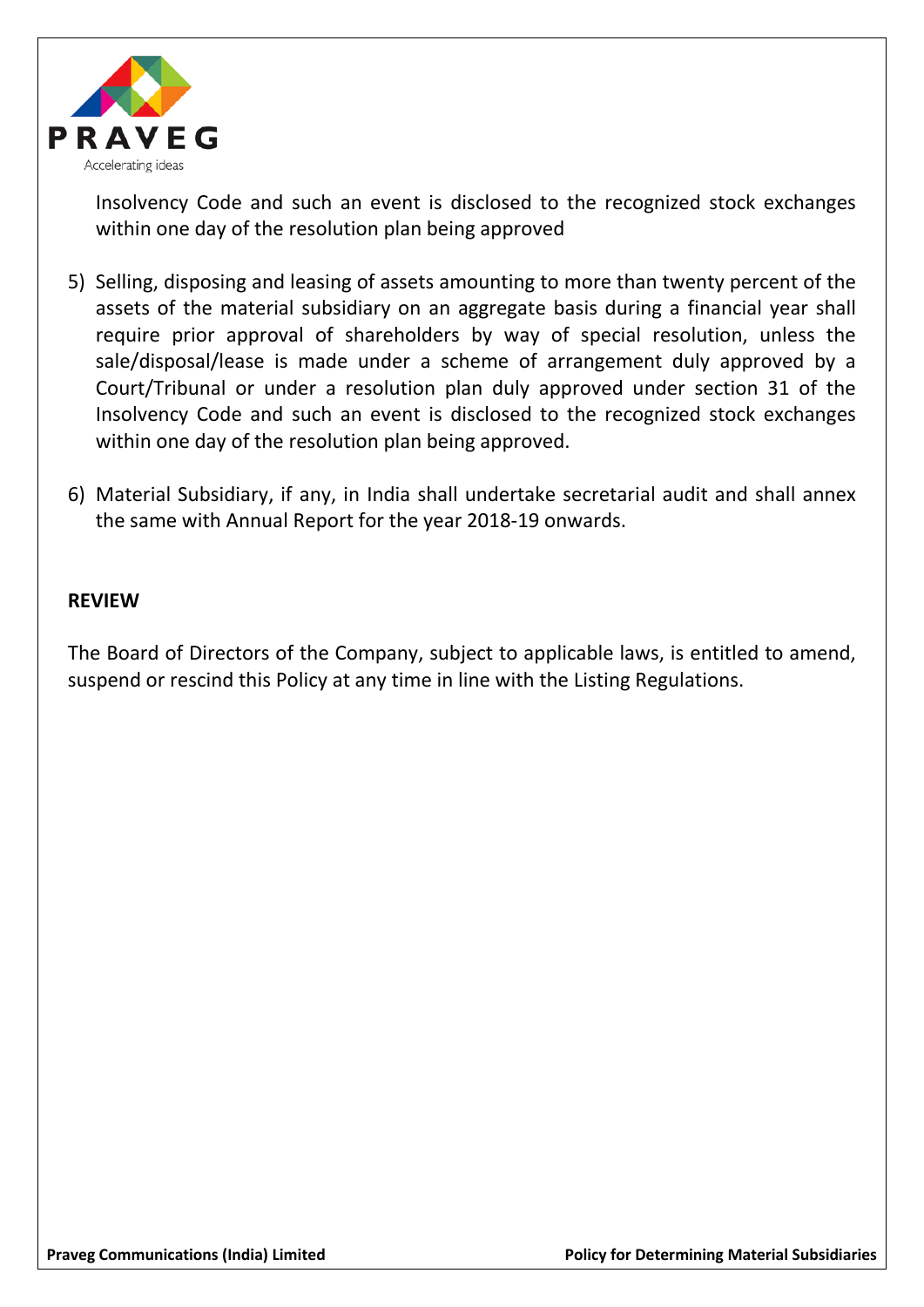Insolvency Code and such an event is disclosed to the recognized stock exchanges within one day of the resolution plan being approved

5) Selling, disposing and leasing of assets amounting to more than twenty percent of the assets of the material subsidiary on an aggregate basis during a financial year shall require prior approval of shareholders by way of special resolution, unless the sale/disposal/lease is made under a scheme of arrangement duly approved by a Court/Tribunal or under a resolution plan duly approved under section 31 of the Insolvency Code and such an event is disclosed to the recognized stock exchanges within one day of the resolution plan being approved.

6) Material Subsidiary, if any, in India shall undertake secretarial audit and shall annex the same with Annual Report for the year 2018-19 onwards.

**REVIEW**

The Board of Directors of the Company, subject to applicable laws, is entitled to amend, suspend or rescind this Policy at any time in line with the Listing Regulations.